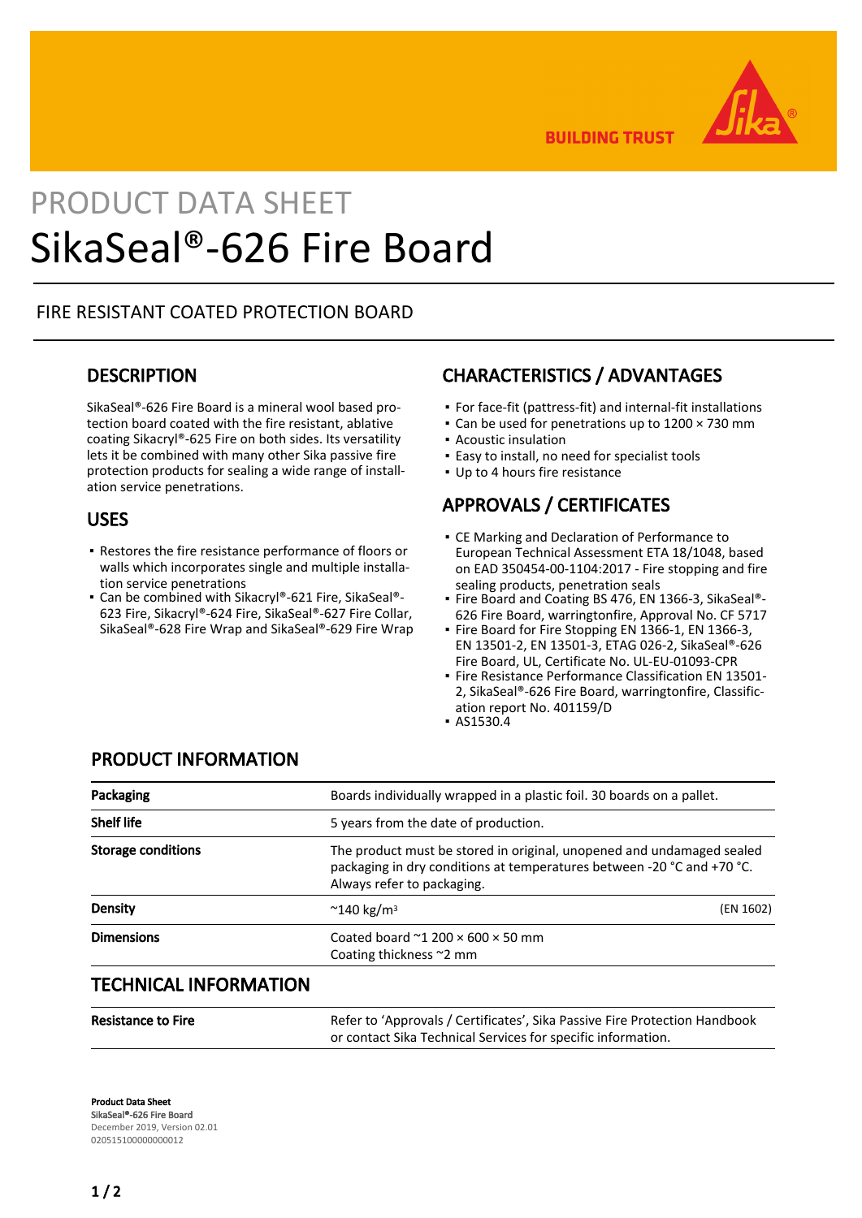BUILDING TRUST

PRODUCT DATA SHEET

# SikaSeal®-626 Fire Board

FIRE RESISTANT COATED PROTECTION BOARD

## DESCRIPTION

SikaSeal®-626 Fire Board is a mineral wool based protection board coated with the fire resistant, ablative coating Sikacryl®-625 Fire on both sides. Its versatility lets it be combined with many other Sika passive fire protection products for sealing a wide range of installation service penetrations.

## USES

- Restores the fire resistance performance of floors or walls which incorporates single and multiple installation service penetrations
- Can be combined with Sikacryl®-621 Fire, SikaSeal®-623 Fire, Sikacryl®-624 Fire, SikaSeal®-627 Fire Collar, SikaSeal®-628 Fire Wrap and SikaSeal®-629 Fire Wrap

## CHARACTERISTICS / ADVANTAGES

- For face-fit (pattress-fit) and internal-fit installations
- Can be used for penetrations up to 1200 × 730 mm
- Acoustic insulation
- Easy to install, no need for specialist tools
- Up to 4 hours fire resistance

## APPROVALS / CERTIFICATES

- CE Marking and Declaration of Performance to European Technical Assessment ETA 18/1048, based on EAD 350454-00-1104:2017 - Fire stopping and fire sealing products, penetration seals
- Fire Board and Coating BS 476, EN 1366-3, SikaSeal®-626 Fire Board, warringtonfire, Approval No. CF 5717
- Fire Board for Fire Stopping EN 1366-1, EN 1366-3, EN 13501-2, EN 13501-3, ETAG 026-2, SikaSeal®-626 Fire Board, UL, Certificate No. UL-EU-01093-CPR
- Fire Resistance Performance Classification EN 13501-2, SikaSeal®-626 Fire Board, warringtonfire, Classification report No. 401159/D
- AS1530.4

## PRODUCT INFORMATION

| | | |
|---|---|---|
| **Packaging** | Boards individually wrapped in a plastic foil. 30 boards on a pallet. | |
| **Shelf life** | 5 years from the date of production. | |
| **Storage conditions** | The product must be stored in original, unopened and undamaged sealed packaging in dry conditions at temperatures between -20 °C and +70 °C. Always refer to packaging. | |
| **Density** | ~140 kg/m³ | (EN 1602) |
| **Dimensions** | Coated board ~1 200 × 600 × 50 mm<br>Coating thickness ~2 mm | |

## TECHNICAL INFORMATION

| | |
|---|---|
| **Resistance to Fire** | Refer to 'Approvals / Certificates', Sika Passive Fire Protection Handbook or contact Sika Technical Services for specific information. |

**Product Data Sheet**
**SikaSeal®-626 Fire Board**
December 2019, Version 02.01
020515100000000012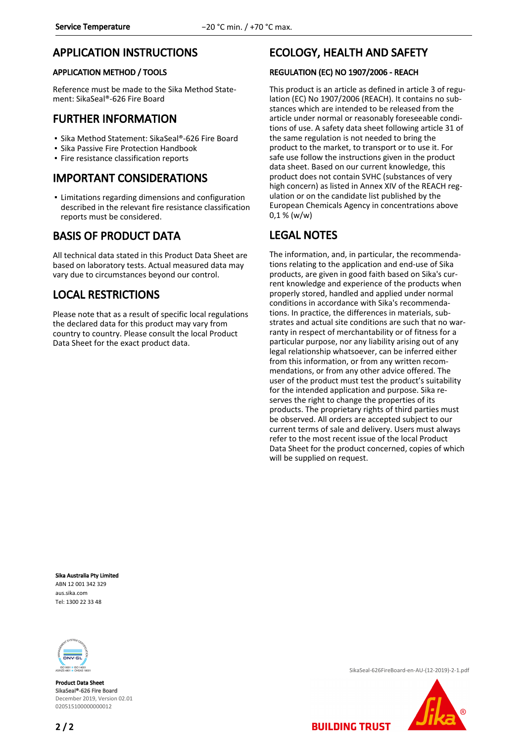| | |
|---|---|
| **Service Temperature** | −20 °C min. / +70 °C max. |

## APPLICATION INSTRUCTIONS

### APPLICATION METHOD / TOOLS

Reference must be made to the Sika Method Statement: SikaSeal®-626 Fire Board

## FURTHER INFORMATION

- Sika Method Statement: SikaSeal®-626 Fire Board
- Sika Passive Fire Protection Handbook
- Fire resistance classification reports

## IMPORTANT CONSIDERATIONS

- Limitations regarding dimensions and configuration described in the relevant fire resistance classification reports must be considered.

## BASIS OF PRODUCT DATA

All technical data stated in this Product Data Sheet are based on laboratory tests. Actual measured data may vary due to circumstances beyond our control.

## LOCAL RESTRICTIONS

Please note that as a result of specific local regulations the declared data for this product may vary from country to country. Please consult the local Product Data Sheet for the exact product data.

## ECOLOGY, HEALTH AND SAFETY

### REGULATION (EC) NO 1907/2006 - REACH

This product is an article as defined in article 3 of regulation (EC) No 1907/2006 (REACH). It contains no substances which are intended to be released from the article under normal or reasonably foreseeable conditions of use. A safety data sheet following article 31 of the same regulation is not needed to bring the product to the market, to transport or to use it. For safe use follow the instructions given in the product data sheet. Based on our current knowledge, this product does not contain SVHC (substances of very high concern) as listed in Annex XIV of the REACH regulation or on the candidate list published by the European Chemicals Agency in concentrations above 0,1 % (w/w)

## LEGAL NOTES

The information, and, in particular, the recommendations relating to the application and end-use of Sika products, are given in good faith based on Sika's current knowledge and experience of the products when properly stored, handled and applied under normal conditions in accordance with Sika's recommendations. In practice, the differences in materials, substrates and actual site conditions are such that no warranty in respect of merchantability or of fitness for a particular purpose, nor any liability arising out of any legal relationship whatsoever, can be inferred either from this information, or from any written recommendations, or from any other advice offered. The user of the product must test the product's suitability for the intended application and purpose. Sika reserves the right to change the properties of its products. The proprietary rights of third parties must be observed. All orders are accepted subject to our current terms of sale and delivery. Users must always refer to the most recent issue of the local Product Data Sheet for the product concerned, copies of which will be supplied on request.

**Sika Australia Pty Limited**
ABN 12 001 342 329
aus.sika.com
Tel: 1300 22 33 48

**Product Data Sheet**
**SikaSeal®-626 Fire Board**
December 2019, Version 02.01
020515100000000012

SikaSeal-626FireBoard-en-AU-(12-2019)-2-1.pdf